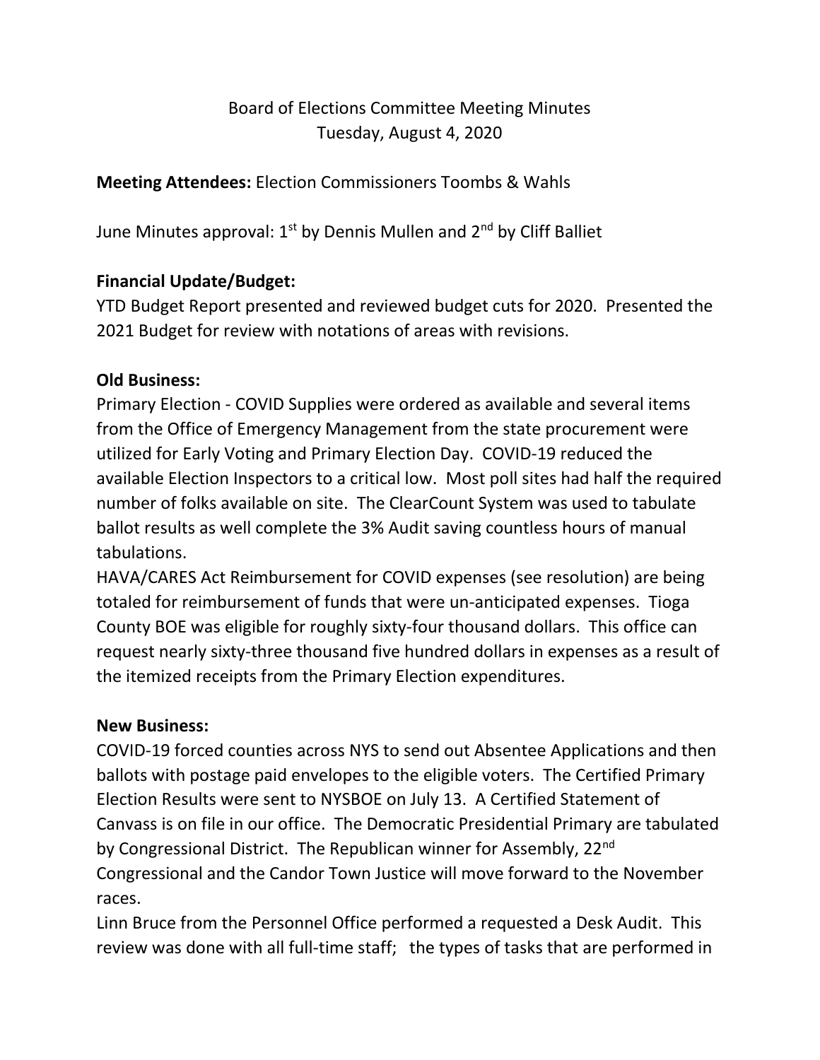Board of Elections Committee Meeting Minutes
Tuesday, August 4, 2020

**Meeting Attendees:** Election Commissioners Toombs & Wahls

June Minutes approval: 1st by Dennis Mullen and 2nd by Cliff Balliet

**Financial Update/Budget:**
YTD Budget Report presented and reviewed budget cuts for 2020. Presented the 2021 Budget for review with notations of areas with revisions.

**Old Business:**
Primary Election - COVID Supplies were ordered as available and several items from the Office of Emergency Management from the state procurement were utilized for Early Voting and Primary Election Day. COVID-19 reduced the available Election Inspectors to a critical low. Most poll sites had half the required number of folks available on site. The ClearCount System was used to tabulate ballot results as well complete the 3% Audit saving countless hours of manual tabulations.
HAVA/CARES Act Reimbursement for COVID expenses (see resolution) are being totaled for reimbursement of funds that were un-anticipated expenses. Tioga County BOE was eligible for roughly sixty-four thousand dollars. This office can request nearly sixty-three thousand five hundred dollars in expenses as a result of the itemized receipts from the Primary Election expenditures.

**New Business:**
COVID-19 forced counties across NYS to send out Absentee Applications and then ballots with postage paid envelopes to the eligible voters. The Certified Primary Election Results were sent to NYSBOE on July 13. A Certified Statement of Canvass is on file in our office. The Democratic Presidential Primary are tabulated by Congressional District. The Republican winner for Assembly, 22nd Congressional and the Candor Town Justice will move forward to the November races.
Linn Bruce from the Personnel Office performed a requested a Desk Audit. This review was done with all full-time staff; the types of tasks that are performed in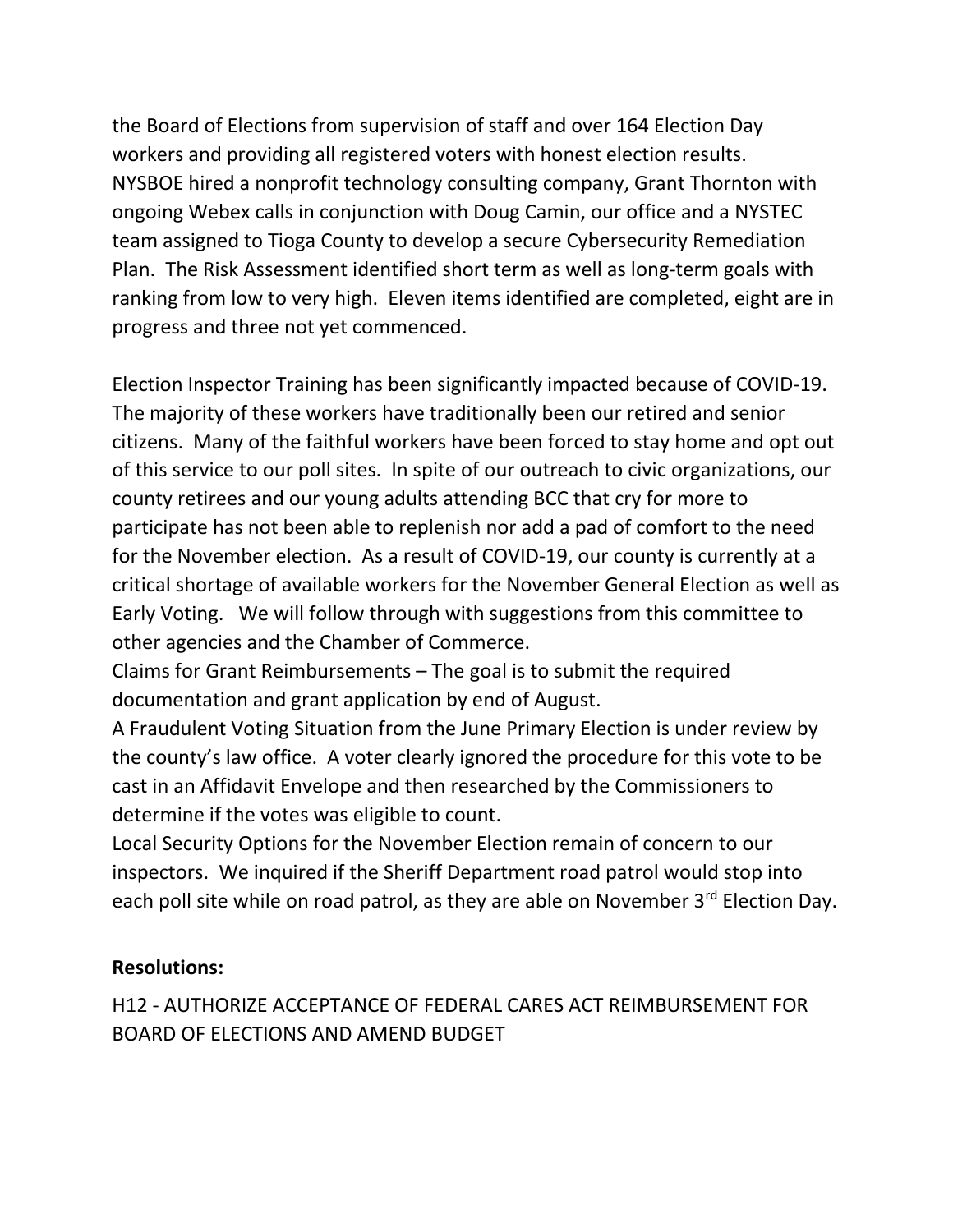the Board of Elections from supervision of staff and over 164 Election Day workers and providing all registered voters with honest election results. NYSBOE hired a nonprofit technology consulting company, Grant Thornton with ongoing Webex calls in conjunction with Doug Camin, our office and a NYSTEC team assigned to Tioga County to develop a secure Cybersecurity Remediation Plan. The Risk Assessment identified short term as well as long-term goals with ranking from low to very high. Eleven items identified are completed, eight are in progress and three not yet commenced.

Election Inspector Training has been significantly impacted because of COVID-19. The majority of these workers have traditionally been our retired and senior citizens. Many of the faithful workers have been forced to stay home and opt out of this service to our poll sites. In spite of our outreach to civic organizations, our county retirees and our young adults attending BCC that cry for more to participate has not been able to replenish nor add a pad of comfort to the need for the November election. As a result of COVID-19, our county is currently at a critical shortage of available workers for the November General Election as well as Early Voting. We will follow through with suggestions from this committee to other agencies and the Chamber of Commerce.

Claims for Grant Reimbursements – The goal is to submit the required documentation and grant application by end of August.

A Fraudulent Voting Situation from the June Primary Election is under review by the county's law office. A voter clearly ignored the procedure for this vote to be cast in an Affidavit Envelope and then researched by the Commissioners to determine if the votes was eligible to count.

Local Security Options for the November Election remain of concern to our inspectors. We inquired if the Sheriff Department road patrol would stop into each poll site while on road patrol, as they are able on November 3rd Election Day.

**Resolutions:**

H12 - AUTHORIZE ACCEPTANCE OF FEDERAL CARES ACT REIMBURSEMENT FOR BOARD OF ELECTIONS AND AMEND BUDGET